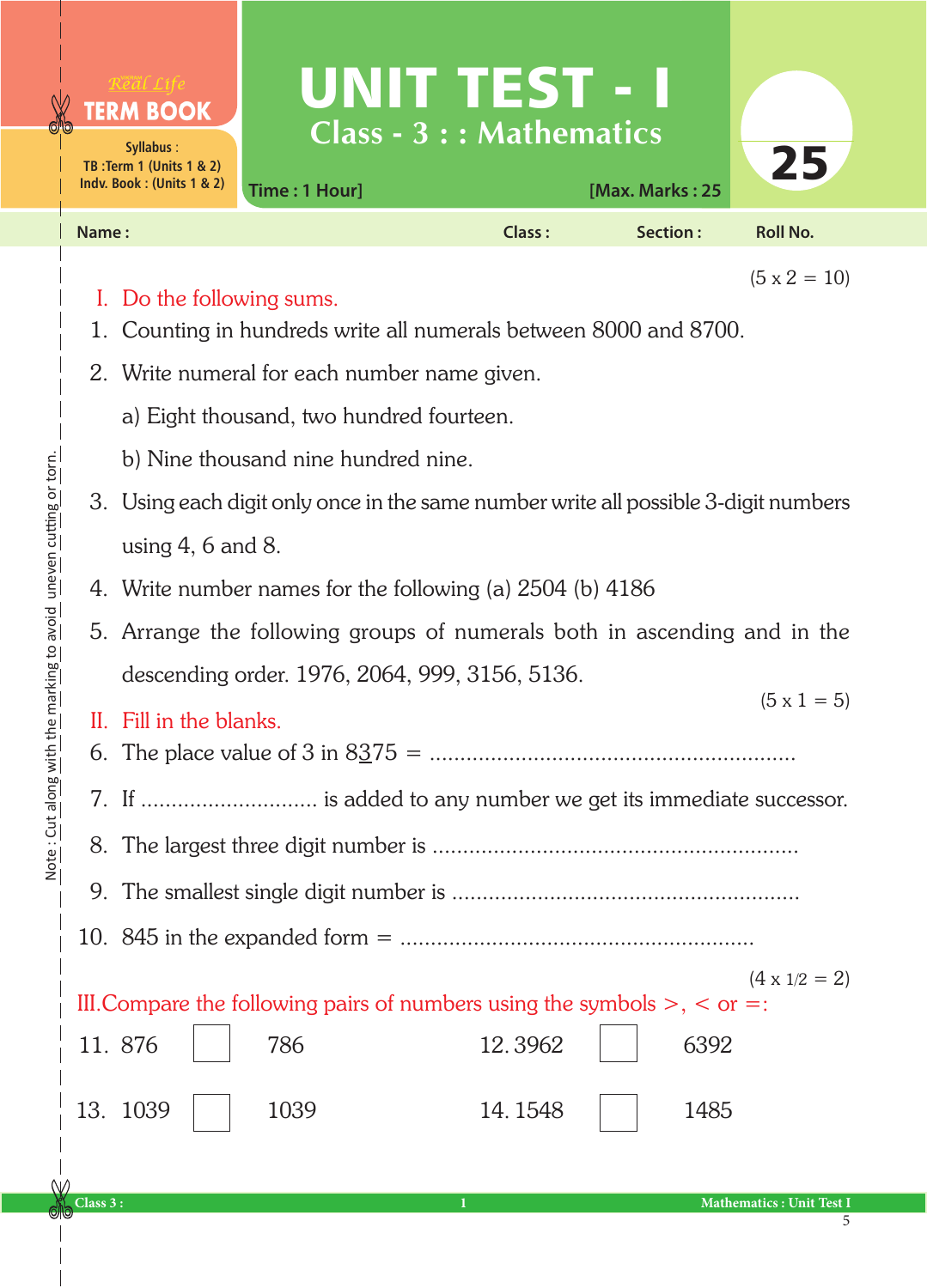Real Life **TERM BOOK**

Syllabus :
TB :Term 1 (Units 1 & 2)
Indv. Book : (Units 1 & 2)

# UNIT TEST - I

## Class - 3 : : Mathematics

Time : 1 Hour] [Max. Marks : 25

**25**

**Name :** **Class :** **Section :** **Roll No.**

Note : Cut along with the marking to avoid uneven cutting or torn.

(5 x 2 = 10)

### I. Do the following sums.

1. Counting in hundreds write all numerals between 8000 and 8700.
2. Write numeral for each number name given.
   a) Eight thousand, two hundred fourteen.
   b) Nine thousand nine hundred nine.
3. Using each digit only once in the same number write all possible 3-digit numbers using 4, 6 and 8.
4. Write number names for the following (a) 2504 (b) 4186
5. Arrange the following groups of numerals both in ascending and in the descending order. 1976, 2064, 999, 3156, 5136.

(5 x 1 = 5)

### II. Fill in the blanks.

6. The place value of 3 in 8<u>3</u>75 = ..........................................................
7. If ............................. is added to any number we get its immediate successor.
8. The largest three digit number is ..........................................................
9. The smallest single digit number is ........................................................
10. 845 in the expanded form = ........................................................

(4 x 1/2 = 2)

### III. Compare the following pairs of numbers using the symbols >, < or =:

11. 876 ☐ 786 12. 3962 ☐ 6392

13. 1039 ☐ 1039 14. 1548 ☐ 1485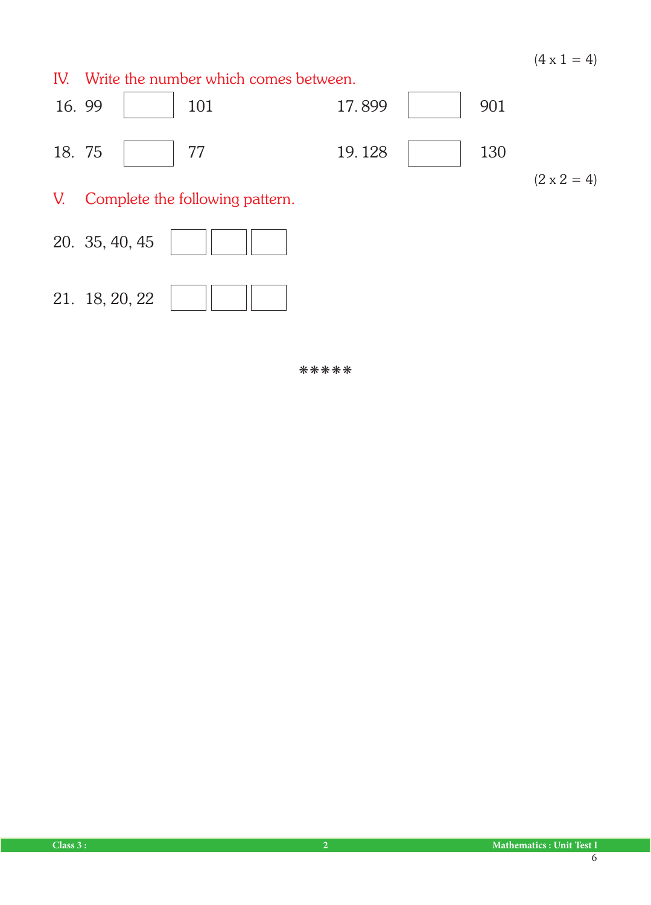(4 x 1 = 4)

## IV. Write the number which comes between.

16. 99 ☐ 101

17. 899 ☐ 901

18. 75 ☐ 77

19. 128 ☐ 130

(2 x 2 = 4)

## V. Complete the following pattern.

20. 35, 40, 45 ☐ ☐ ☐

21. 18, 20, 22 ☐ ☐ ☐

*****